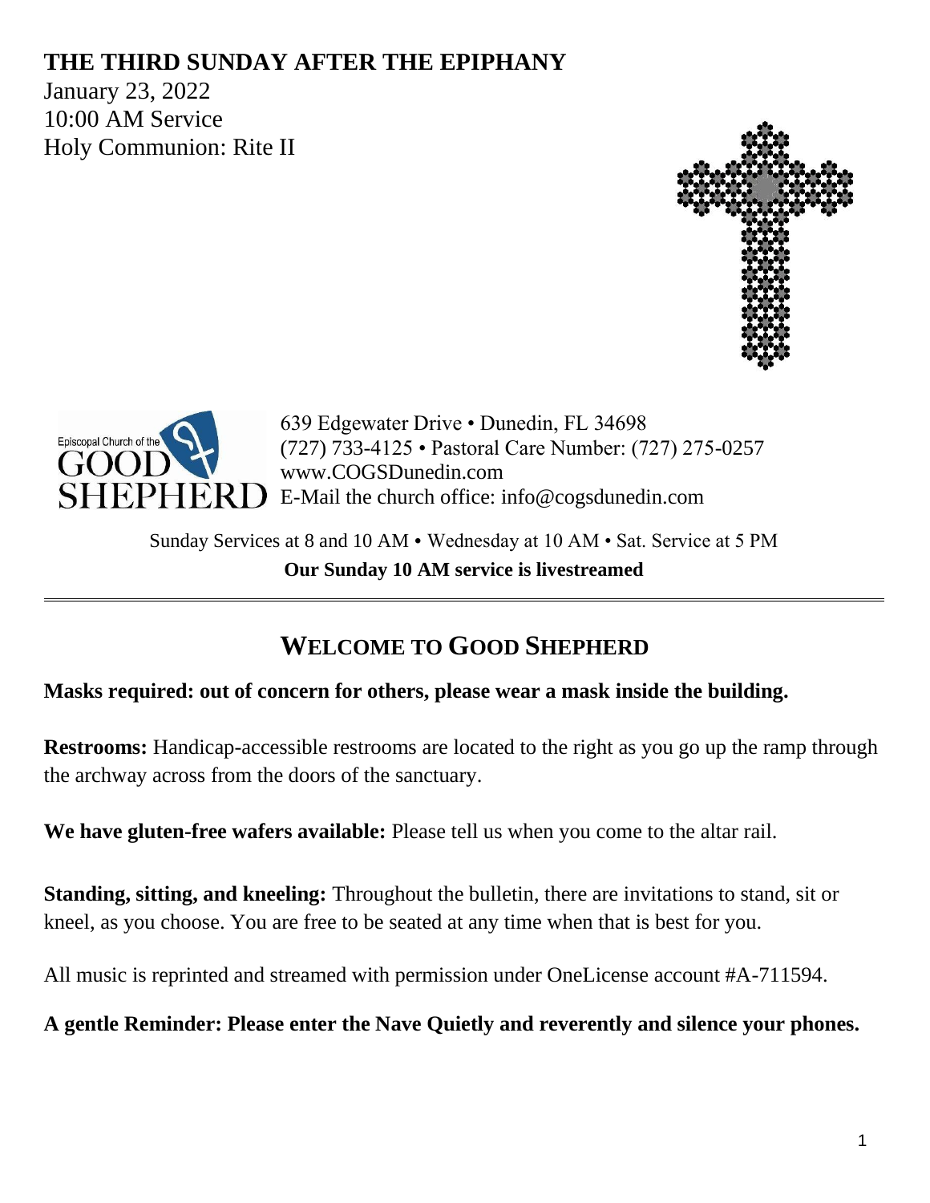# THE THIRD SUNDAY AFTER THE EPIPHANY

January 23, 2022
10:00 AM Service
Holy Communion: Rite II

Episcopal Church of the GOOD SHEPHERD

639 Edgewater Drive • Dunedin, FL 34698
(727) 733-4125 • Pastoral Care Number: (727) 275-0257
www.COGSDunedin.com
E-Mail the church office: info@cogsdunedin.com

Sunday Services at 8 and 10 AM • Wednesday at 10 AM • Sat. Service at 5 PM
**Our Sunday 10 AM service is livestreamed**

---

## WELCOME TO GOOD SHEPHERD

**Masks required: out of concern for others, please wear a mask inside the building.**

**Restrooms:** Handicap-accessible restrooms are located to the right as you go up the ramp through the archway across from the doors of the sanctuary.

**We have gluten-free wafers available:** Please tell us when you come to the altar rail.

**Standing, sitting, and kneeling:** Throughout the bulletin, there are invitations to stand, sit or kneel, as you choose. You are free to be seated at any time when that is best for you.

All music is reprinted and streamed with permission under OneLicense account #A-711594.

**A gentle Reminder: Please enter the Nave Quietly and reverently and silence your phones.**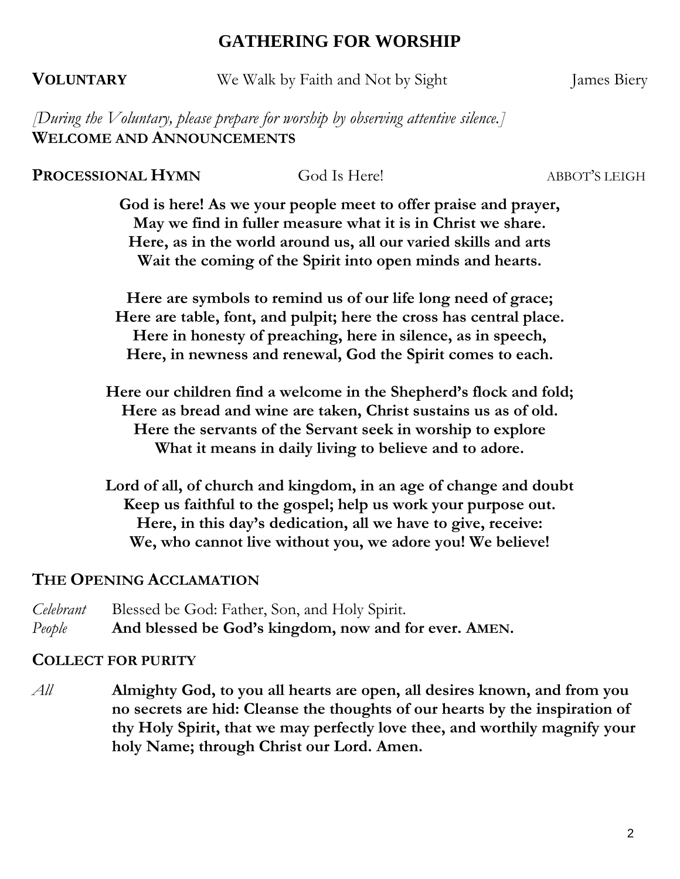## GATHERING FOR WORSHIP

**VOLUNTARY** We Walk by Faith and Not by Sight James Biery

*[During the Voluntary, please prepare for worship by observing attentive silence.]*

**WELCOME AND ANNOUNCEMENTS**

**PROCESSIONAL HYMN** God Is Here! ABBOT'S LEIGH

**God is here! As we your people meet to offer praise and prayer,**
**May we find in fuller measure what it is in Christ we share.**
**Here, as in the world around us, all our varied skills and arts**
**Wait the coming of the Spirit into open minds and hearts.**

**Here are symbols to remind us of our life long need of grace;**
**Here are table, font, and pulpit; here the cross has central place.**
**Here in honesty of preaching, here in silence, as in speech,**
**Here, in newness and renewal, God the Spirit comes to each.**

**Here our children find a welcome in the Shepherd's flock and fold;**
**Here as bread and wine are taken, Christ sustains us as of old.**
**Here the servants of the Servant seek in worship to explore**
**What it means in daily living to believe and to adore.**

**Lord of all, of church and kingdom, in an age of change and doubt**
**Keep us faithful to the gospel; help us work your purpose out.**
**Here, in this day's dedication, all we have to give, receive:**
**We, who cannot live without you, we adore you! We believe!**

**THE OPENING ACCLAMATION**

*Celebrant* Blessed be God: Father, Son, and Holy Spirit.
*People* **And blessed be God's kingdom, now and for ever. AMEN.**

**COLLECT FOR PURITY**

*All* **Almighty God, to you all hearts are open, all desires known, and from you no secrets are hid: Cleanse the thoughts of our hearts by the inspiration of thy Holy Spirit, that we may perfectly love thee, and worthily magnify your holy Name; through Christ our Lord. Amen.**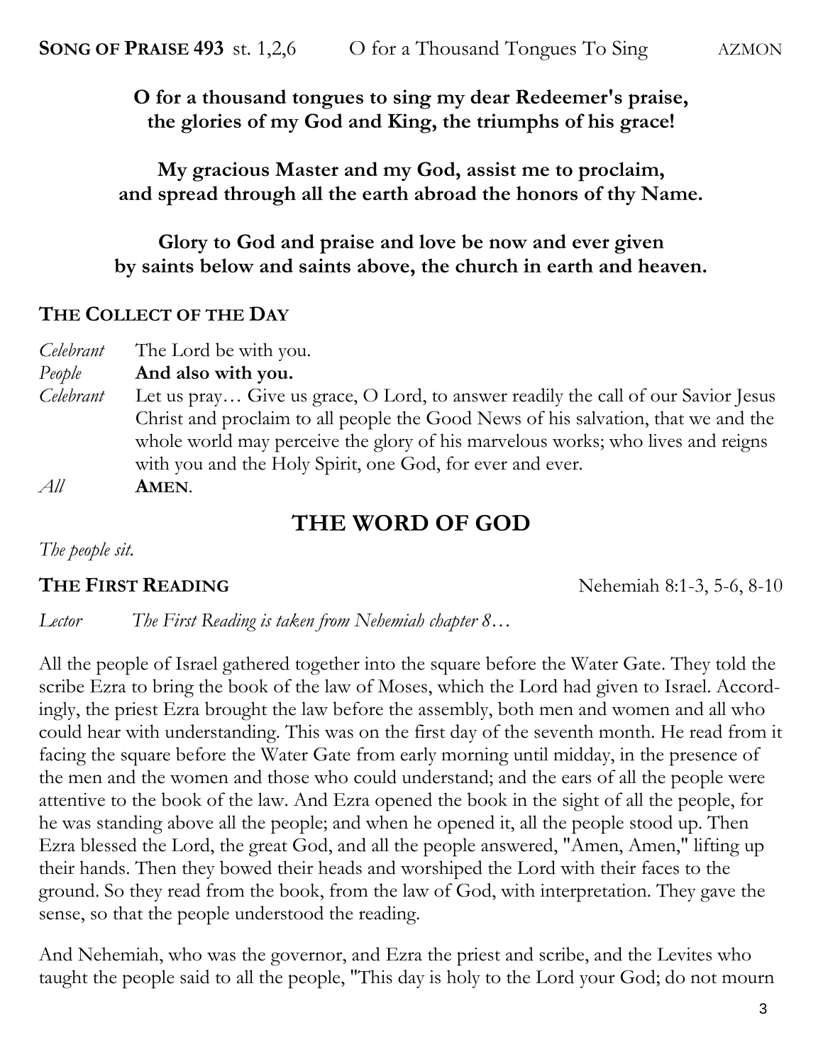**Song of Praise 493** st. 1,2,6 O for a Thousand Tongues To Sing AZMON

**O for a thousand tongues to sing my dear Redeemer's praise,**
**the glories of my God and King, the triumphs of his grace!**

**My gracious Master and my God, assist me to proclaim,**
**and spread through all the earth abroad the honors of thy Name.**

**Glory to God and praise and love be now and ever given**
**by saints below and saints above, the church in earth and heaven.**

### The Collect of the Day

*Celebrant* The Lord be with you.
*People* **And also with you.**
*Celebrant* Let us pray… Give us grace, O Lord, to answer readily the call of our Savior Jesus Christ and proclaim to all people the Good News of his salvation, that we and the whole world may perceive the glory of his marvelous works; who lives and reigns with you and the Holy Spirit, one God, for ever and ever.
*All* **Amen**.

## THE WORD OF GOD

*The people sit.*

### The First Reading

Nehemiah 8:1-3, 5-6, 8-10

*Lector* *The First Reading is taken from Nehemiah chapter 8…*

All the people of Israel gathered together into the square before the Water Gate. They told the scribe Ezra to bring the book of the law of Moses, which the Lord had given to Israel. Accordingly, the priest Ezra brought the law before the assembly, both men and women and all who could hear with understanding. This was on the first day of the seventh month. He read from it facing the square before the Water Gate from early morning until midday, in the presence of the men and the women and those who could understand; and the ears of all the people were attentive to the book of the law. And Ezra opened the book in the sight of all the people, for he was standing above all the people; and when he opened it, all the people stood up. Then Ezra blessed the Lord, the great God, and all the people answered, "Amen, Amen," lifting up their hands. Then they bowed their heads and worshiped the Lord with their faces to the ground. So they read from the book, from the law of God, with interpretation. They gave the sense, so that the people understood the reading.

And Nehemiah, who was the governor, and Ezra the priest and scribe, and the Levites who taught the people said to all the people, "This day is holy to the Lord your God; do not mourn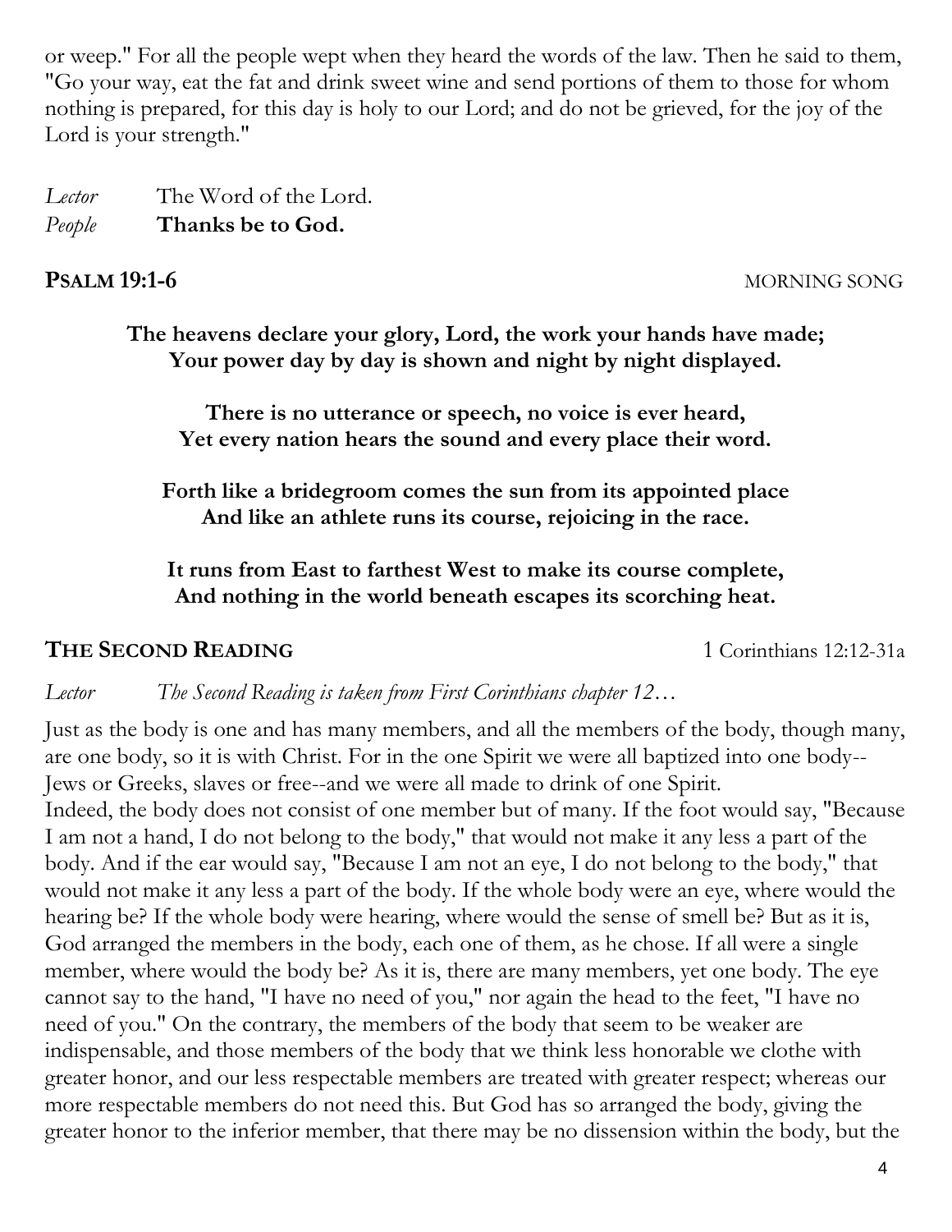or weep." For all the people wept when they heard the words of the law. Then he said to them, "Go your way, eat the fat and drink sweet wine and send portions of them to those for whom nothing is prepared, for this day is holy to our Lord; and do not be grieved, for the joy of the Lord is your strength."

*Lector* The Word of the Lord.
*People* **Thanks be to God.**

## PSALM 19:1-6 MORNING SONG

**The heavens declare your glory, Lord, the work your hands have made;**
**Your power day by day is shown and night by night displayed.**

**There is no utterance or speech, no voice is ever heard,**
**Yet every nation hears the sound and every place their word.**

**Forth like a bridegroom comes the sun from its appointed place**
**And like an athlete runs its course, rejoicing in the race.**

**It runs from East to farthest West to make its course complete,**
**And nothing in the world beneath escapes its scorching heat.**

## THE SECOND READING 1 Corinthians 12:12-31a

*Lector* *The Second Reading is taken from First Corinthians chapter 12…*

Just as the body is one and has many members, and all the members of the body, though many, are one body, so it is with Christ. For in the one Spirit we were all baptized into one body--Jews or Greeks, slaves or free--and we were all made to drink of one Spirit.
Indeed, the body does not consist of one member but of many. If the foot would say, "Because I am not a hand, I do not belong to the body," that would not make it any less a part of the body. And if the ear would say, "Because I am not an eye, I do not belong to the body," that would not make it any less a part of the body. If the whole body were an eye, where would the hearing be? If the whole body were hearing, where would the sense of smell be? But as it is, God arranged the members in the body, each one of them, as he chose. If all were a single member, where would the body be? As it is, there are many members, yet one body. The eye cannot say to the hand, "I have no need of you," nor again the head to the feet, "I have no need of you." On the contrary, the members of the body that seem to be weaker are indispensable, and those members of the body that we think less honorable we clothe with greater honor, and our less respectable members are treated with greater respect; whereas our more respectable members do not need this. But God has so arranged the body, giving the greater honor to the inferior member, that there may be no dissension within the body, but the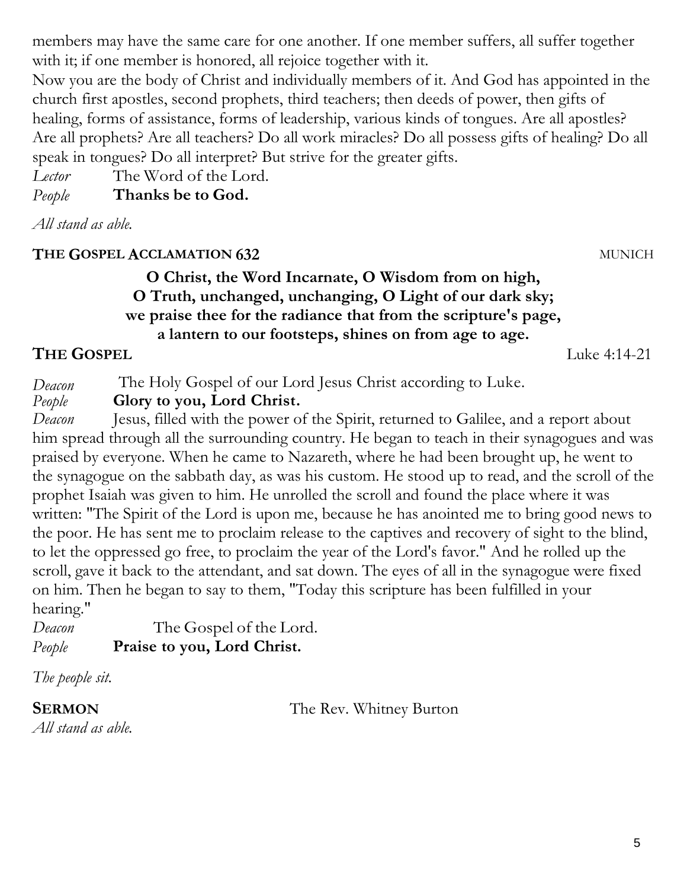members may have the same care for one another. If one member suffers, all suffer together with it; if one member is honored, all rejoice together with it.
Now you are the body of Christ and individually members of it. And God has appointed in the church first apostles, second prophets, third teachers; then deeds of power, then gifts of healing, forms of assistance, forms of leadership, various kinds of tongues. Are all apostles? Are all prophets? Are all teachers? Do all work miracles? Do all possess gifts of healing? Do all speak in tongues? Do all interpret? But strive for the greater gifts.

*Lector* The Word of the Lord.
*People* **Thanks be to God.**

*All stand as able.*

**THE GOSPEL ACCLAMATION 632** MUNICH

**O Christ, the Word Incarnate, O Wisdom from on high,**
**O Truth, unchanged, unchanging, O Light of our dark sky;**
**we praise thee for the radiance that from the scripture's page,**
**a lantern to our footsteps, shines on from age to age.**

**THE GOSPEL** Luke 4:14-21

*Deacon* The Holy Gospel of our Lord Jesus Christ according to Luke.
*People* **Glory to you, Lord Christ.**
*Deacon* Jesus, filled with the power of the Spirit, returned to Galilee, and a report about him spread through all the surrounding country. He began to teach in their synagogues and was praised by everyone. When he came to Nazareth, where he had been brought up, he went to the synagogue on the sabbath day, as was his custom. He stood up to read, and the scroll of the prophet Isaiah was given to him. He unrolled the scroll and found the place where it was written: "The Spirit of the Lord is upon me, because he has anointed me to bring good news to the poor. He has sent me to proclaim release to the captives and recovery of sight to the blind, to let the oppressed go free, to proclaim the year of the Lord's favor." And he rolled up the scroll, gave it back to the attendant, and sat down. The eyes of all in the synagogue were fixed on him. Then he began to say to them, "Today this scripture has been fulfilled in your hearing."
*Deacon* The Gospel of the Lord.
*People* **Praise to you, Lord Christ.**

*The people sit.*

**SERMON** The Rev. Whitney Burton

*All stand as able.*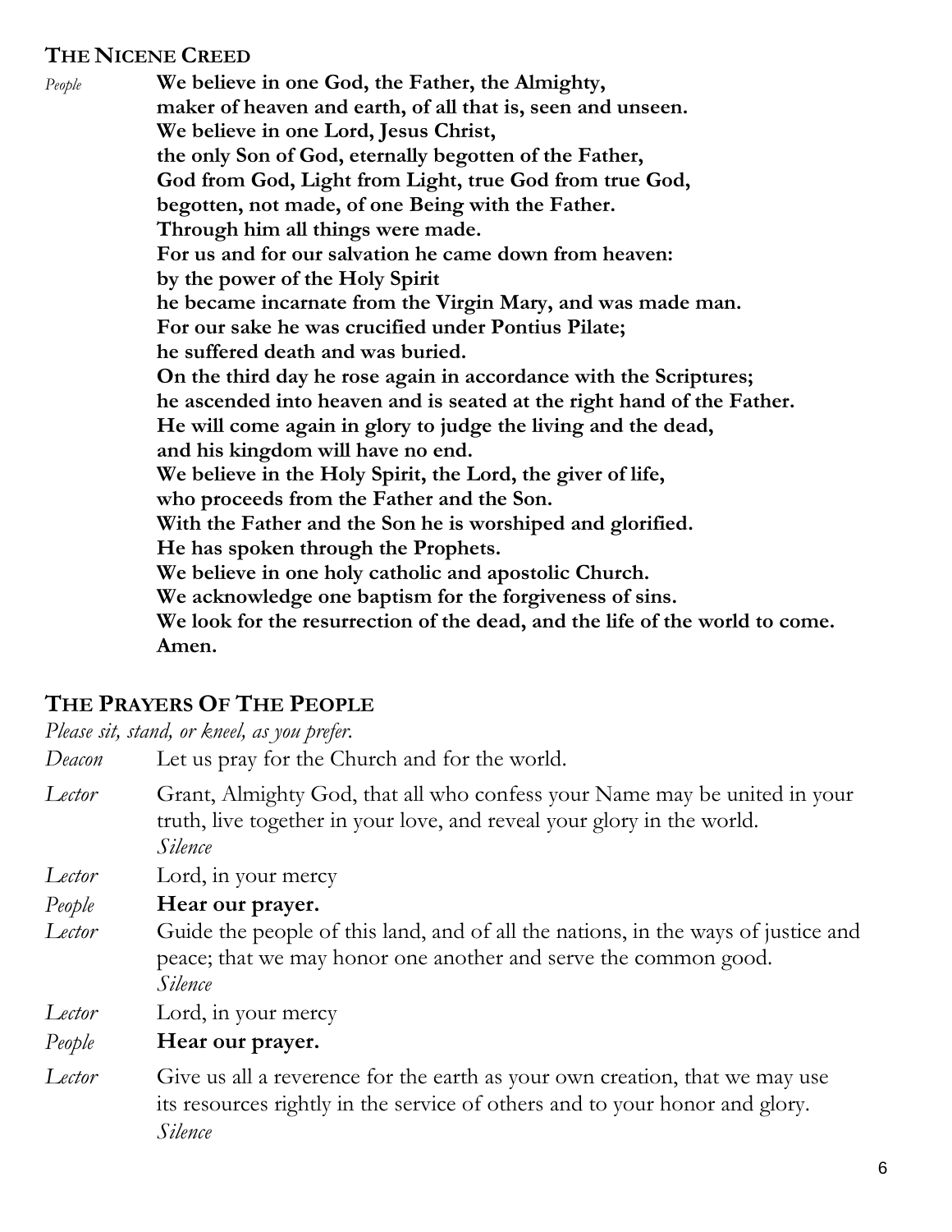### The Nicene Creed

*People* **We believe in one God, the Father, the Almighty,**
**maker of heaven and earth, of all that is, seen and unseen.**
**We believe in one Lord, Jesus Christ,**
**the only Son of God, eternally begotten of the Father,**
**God from God, Light from Light, true God from true God,**
**begotten, not made, of one Being with the Father.**
**Through him all things were made.**
**For us and for our salvation he came down from heaven:**
**by the power of the Holy Spirit**
**he became incarnate from the Virgin Mary, and was made man.**
**For our sake he was crucified under Pontius Pilate;**
**he suffered death and was buried.**
**On the third day he rose again in accordance with the Scriptures;**
**he ascended into heaven and is seated at the right hand of the Father.**
**He will come again in glory to judge the living and the dead,**
**and his kingdom will have no end.**
**We believe in the Holy Spirit, the Lord, the giver of life,**
**who proceeds from the Father and the Son.**
**With the Father and the Son he is worshiped and glorified.**
**He has spoken through the Prophets.**
**We believe in one holy catholic and apostolic Church.**
**We acknowledge one baptism for the forgiveness of sins.**
**We look for the resurrection of the dead, and the life of the world to come.**
**Amen.**

## The Prayers Of The People

*Please sit, stand, or kneel, as you prefer.*

*Deacon* Let us pray for the Church and for the world.

*Lector* Grant, Almighty God, that all who confess your Name may be united in your truth, live together in your love, and reveal your glory in the world.
*Silence*

*Lector* Lord, in your mercy

*People* **Hear our prayer.**

*Lector* Guide the people of this land, and of all the nations, in the ways of justice and peace; that we may honor one another and serve the common good.
*Silence*

*Lector* Lord, in your mercy

*People* **Hear our prayer.**

*Lector* Give us all a reverence for the earth as your own creation, that we may use its resources rightly in the service of others and to your honor and glory.
*Silence*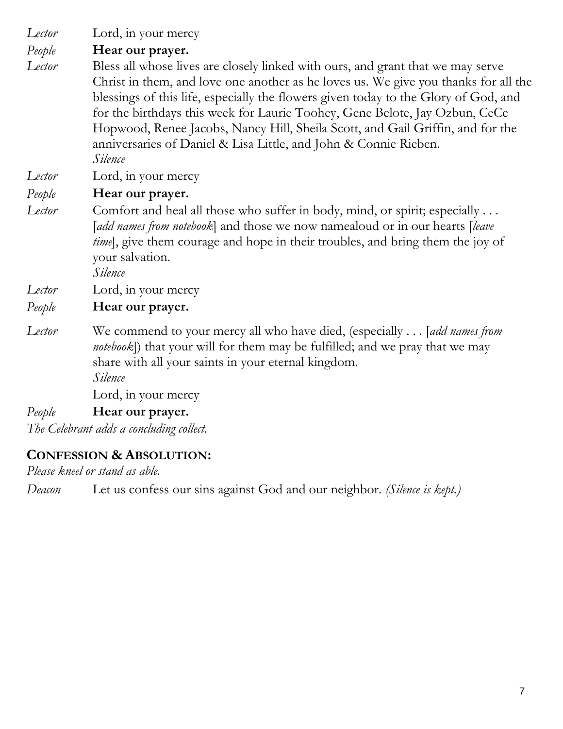*Lector* Lord, in your mercy

*People* **Hear our prayer.**

*Lector* Bless all whose lives are closely linked with ours, and grant that we may serve Christ in them, and love one another as he loves us. We give you thanks for all the blessings of this life, especially the flowers given today to the Glory of God, and for the birthdays this week for Laurie Toohey, Gene Belote, Jay Ozbun, CeCe Hopwood, Renee Jacobs, Nancy Hill, Sheila Scott, and Gail Griffin, and for the anniversaries of Daniel & Lisa Little, and John & Connie Rieben.
*Silence*

*Lector* Lord, in your mercy

*People* **Hear our prayer.**

*Lector* Comfort and heal all those who suffer in body, mind, or spirit; especially . . . [*add names from notebook*] and those we now namealoud or in our hearts [*leave time*], give them courage and hope in their troubles, and bring them the joy of your salvation.
*Silence*

*Lector* Lord, in your mercy

*People* **Hear our prayer.**

*Lector* We commend to your mercy all who have died, (especially . . . [*add names from notebook*]) that your will for them may be fulfilled; and we pray that we may share with all your saints in your eternal kingdom.
*Silence*
Lord, in your mercy

*People* **Hear our prayer.**

*The Celebrant adds a concluding collect.*

## **CONFESSION & ABSOLUTION:**

*Please kneel or stand as able.*

*Deacon* Let us confess our sins against God and our neighbor. *(Silence is kept.)*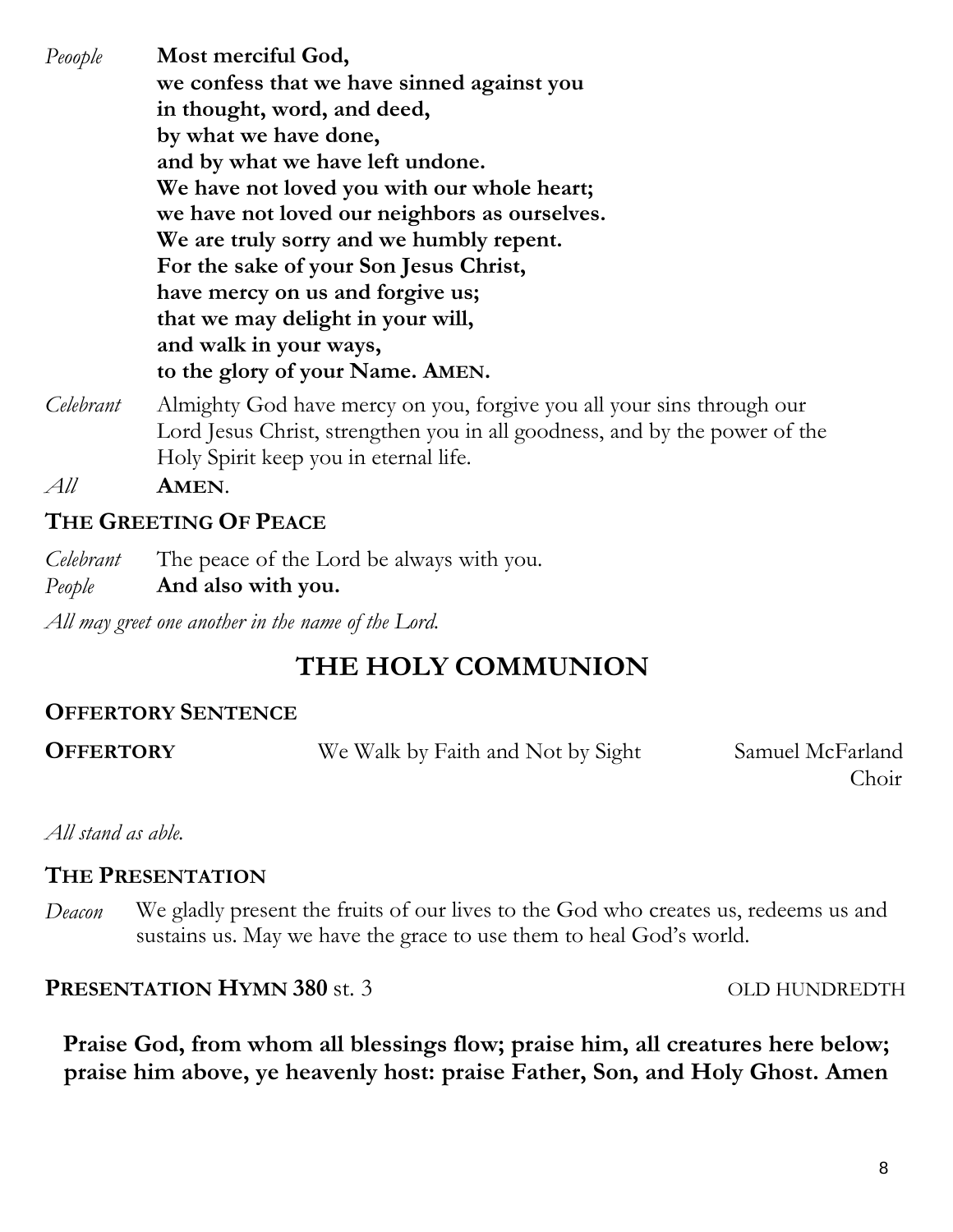*Peoople* **Most merciful God,**
**we confess that we have sinned against you**
**in thought, word, and deed,**
**by what we have done,**
**and by what we have left undone.**
**We have not loved you with our whole heart;**
**we have not loved our neighbors as ourselves.**
**We are truly sorry and we humbly repent.**
**For the sake of your Son Jesus Christ,**
**have mercy on us and forgive us;**
**that we may delight in your will,**
**and walk in your ways,**
**to the glory of your Name. AMEN.**

*Celebrant* Almighty God have mercy on you, forgive you all your sins through our Lord Jesus Christ, strengthen you in all goodness, and by the power of the Holy Spirit keep you in eternal life.

*All* **AMEN**.

### THE GREETING OF PEACE

*Celebrant* The peace of the Lord be always with you.

*People* **And also with you.**

*All may greet one another in the name of the Lord.*

## THE HOLY COMMUNION

### OFFERTORY SENTENCE

**OFFERTORY** We Walk by Faith and Not by Sight — Samuel McFarland, Choir

*All stand as able.*

### THE PRESENTATION

*Deacon* We gladly present the fruits of our lives to the God who creates us, redeems us and sustains us. May we have the grace to use them to heal God's world.

**PRESENTATION HYMN 380** st. 3 — OLD HUNDREDTH

**Praise God, from whom all blessings flow; praise him, all creatures here below; praise him above, ye heavenly host: praise Father, Son, and Holy Ghost. Amen**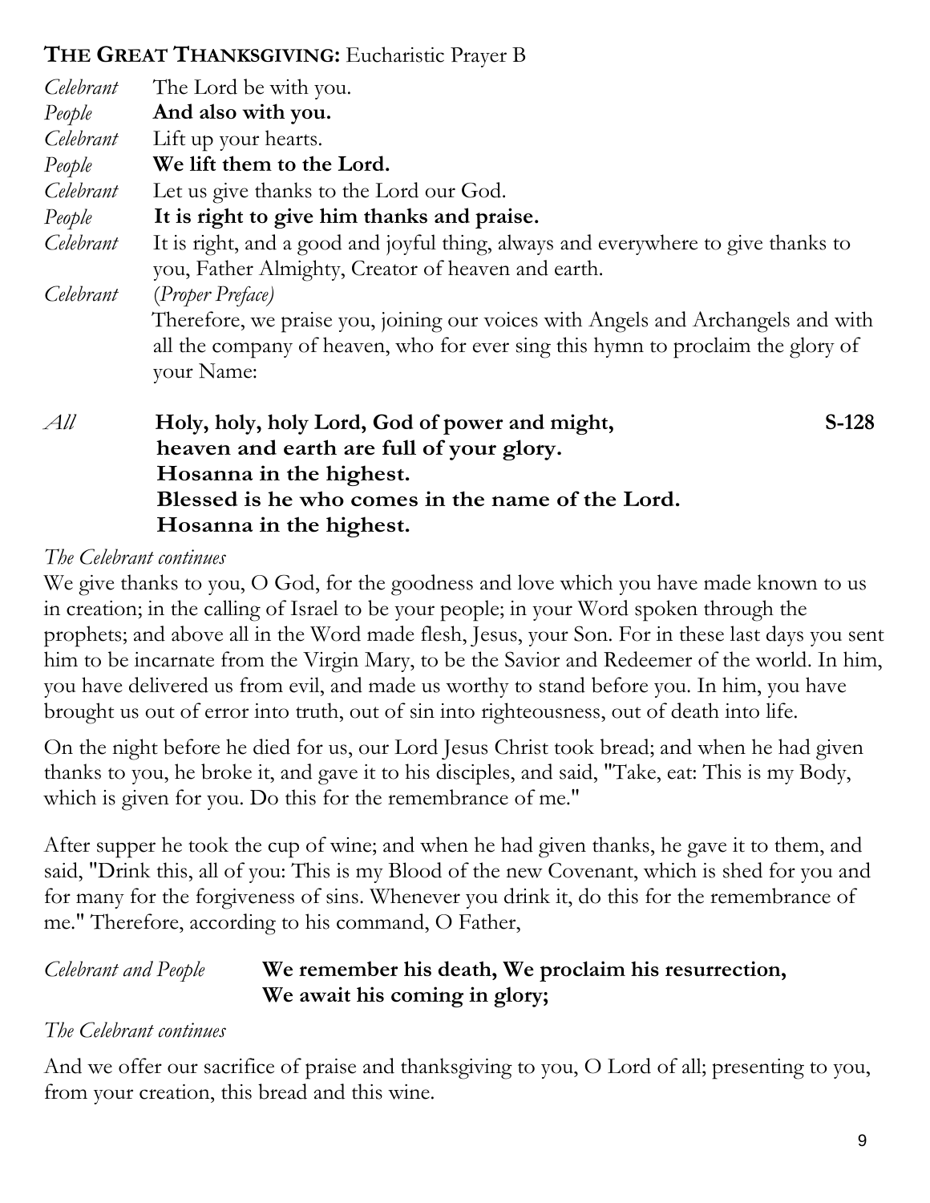## **THE GREAT THANKSGIVING:** Eucharistic Prayer B

*Celebrant* The Lord be with you.
*People* **And also with you.**
*Celebrant* Lift up your hearts.
*People* **We lift them to the Lord.**
*Celebrant* Let us give thanks to the Lord our God.
*People* **It is right to give him thanks and praise.**
*Celebrant* It is right, and a good and joyful thing, always and everywhere to give thanks to you, Father Almighty, Creator of heaven and earth.
*Celebrant* (*Proper Preface*)
Therefore, we praise you, joining our voices with Angels and Archangels and with all the company of heaven, who for ever sing this hymn to proclaim the glory of your Name:

*All* **Holy, holy, holy Lord, God of power and might,** **S-128**
**heaven and earth are full of your glory.**
**Hosanna in the highest.**
**Blessed is he who comes in the name of the Lord.**
**Hosanna in the highest.**

*The Celebrant continues*

We give thanks to you, O God, for the goodness and love which you have made known to us in creation; in the calling of Israel to be your people; in your Word spoken through the prophets; and above all in the Word made flesh, Jesus, your Son. For in these last days you sent him to be incarnate from the Virgin Mary, to be the Savior and Redeemer of the world. In him, you have delivered us from evil, and made us worthy to stand before you. In him, you have brought us out of error into truth, out of sin into righteousness, out of death into life.

On the night before he died for us, our Lord Jesus Christ took bread; and when he had given thanks to you, he broke it, and gave it to his disciples, and said, "Take, eat: This is my Body, which is given for you. Do this for the remembrance of me."

After supper he took the cup of wine; and when he had given thanks, he gave it to them, and said, "Drink this, all of you: This is my Blood of the new Covenant, which is shed for you and for many for the forgiveness of sins. Whenever you drink it, do this for the remembrance of me." Therefore, according to his command, O Father,

*Celebrant and People* **We remember his death, We proclaim his resurrection,**
**We await his coming in glory;**

*The Celebrant continues*

And we offer our sacrifice of praise and thanksgiving to you, O Lord of all; presenting to you, from your creation, this bread and this wine.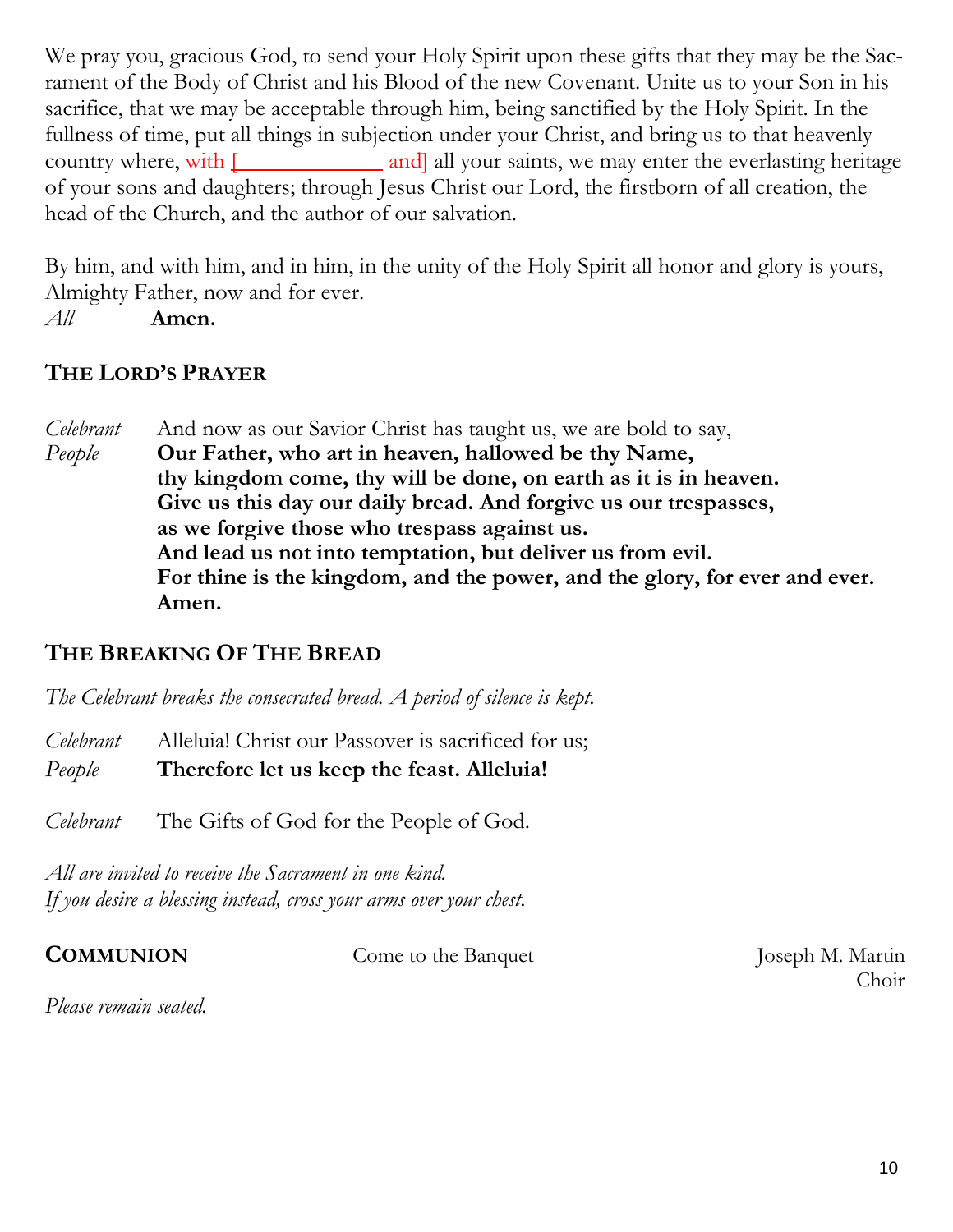We pray you, gracious God, to send your Holy Spirit upon these gifts that they may be the Sacrament of the Body of Christ and his Blood of the new Covenant. Unite us to your Son in his sacrifice, that we may be acceptable through him, being sanctified by the Holy Spirit. In the fullness of time, put all things in subjection under your Christ, and bring us to that heavenly country where, with [____________ and] all your saints, we may enter the everlasting heritage of your sons and daughters; through Jesus Christ our Lord, the firstborn of all creation, the head of the Church, and the author of our salvation.

By him, and with him, and in him, in the unity of the Holy Spirit all honor and glory is yours, Almighty Father, now and for ever.

*All* **Amen.**

## THE LORD'S PRAYER

*Celebrant* And now as our Savior Christ has taught us, we are bold to say,

*People* **Our Father, who art in heaven, hallowed be thy Name,**
**thy kingdom come, thy will be done, on earth as it is in heaven.**
**Give us this day our daily bread. And forgive us our trespasses,**
**as we forgive those who trespass against us.**
**And lead us not into temptation, but deliver us from evil.**
**For thine is the kingdom, and the power, and the glory, for ever and ever.**
**Amen.**

## THE BREAKING OF THE BREAD

*The Celebrant breaks the consecrated bread. A period of silence is kept.*

*Celebrant* Alleluia! Christ our Passover is sacrificed for us;

*People* **Therefore let us keep the feast. Alleluia!**

*Celebrant* The Gifts of God for the People of God.

*All are invited to receive the Sacrament in one kind.*
*If you desire a blessing instead, cross your arms over your chest.*

**COMMUNION** Come to the Banquet Joseph M. Martin
Choir

*Please remain seated.*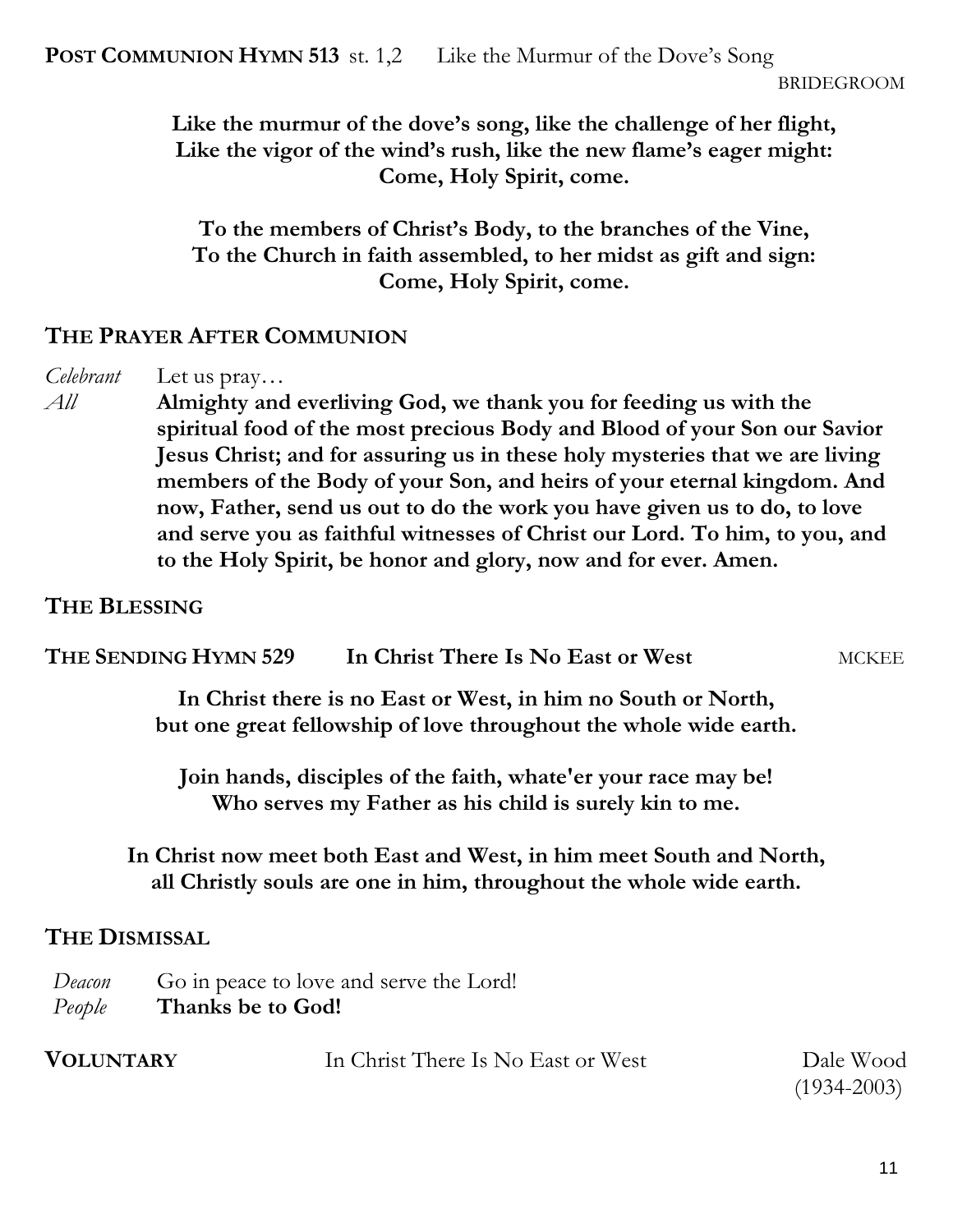**POST COMMUNION HYMN 513** st. 1,2 Like the Murmur of the Dove's Song

BRIDEGROOM

**Like the murmur of the dove's song, like the challenge of her flight,**
**Like the vigor of the wind's rush, like the new flame's eager might:**
**Come, Holy Spirit, come.**

**To the members of Christ's Body, to the branches of the Vine,**
**To the Church in faith assembled, to her midst as gift and sign:**
**Come, Holy Spirit, come.**

## THE PRAYER AFTER COMMUNION

*Celebrant* Let us pray…

*All* **Almighty and everliving God, we thank you for feeding us with the spiritual food of the most precious Body and Blood of your Son our Savior Jesus Christ; and for assuring us in these holy mysteries that we are living members of the Body of your Son, and heirs of your eternal kingdom. And now, Father, send us out to do the work you have given us to do, to love and serve you as faithful witnesses of Christ our Lord. To him, to you, and to the Holy Spirit, be honor and glory, now and for ever. Amen.**

## THE BLESSING

**THE SENDING HYMN 529** **In Christ There Is No East or West** MCKEE

**In Christ there is no East or West, in him no South or North,**
**but one great fellowship of love throughout the whole wide earth.**

**Join hands, disciples of the faith, whate'er your race may be!**
**Who serves my Father as his child is surely kin to me.**

**In Christ now meet both East and West, in him meet South and North,**
**all Christly souls are one in him, throughout the whole wide earth.**

## THE DISMISSAL

*Deacon* Go in peace to love and serve the Lord!
*People* **Thanks be to God!**

**VOLUNTARY** In Christ There Is No East or West Dale Wood (1934-2003)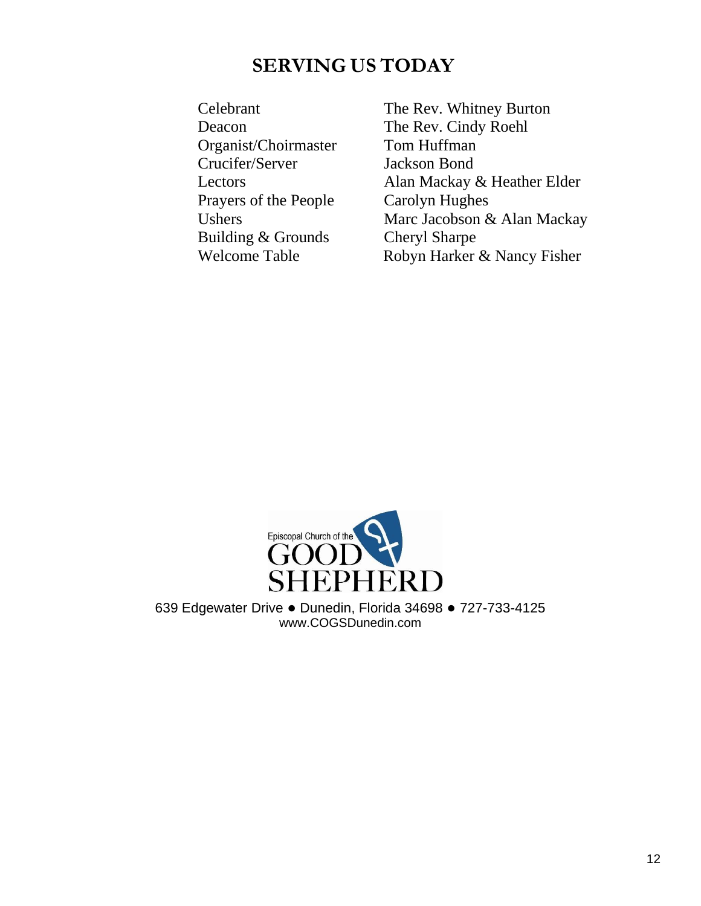## SERVING US TODAY

| | |
|---|---|
| Celebrant | The Rev. Whitney Burton |
| Deacon | The Rev. Cindy Roehl |
| Organist/Choirmaster | Tom Huffman |
| Crucifer/Server | Jackson Bond |
| Lectors | Alan Mackay & Heather Elder |
| Prayers of the People | Carolyn Hughes |
| Ushers | Marc Jacobson & Alan Mackay |
| Building & Grounds | Cheryl Sharpe |
| Welcome Table | Robyn Harker & Nancy Fisher |

Episcopal Church of the GOOD SHEPHERD

639 Edgewater Drive ● Dunedin, Florida 34698 ● 727-733-4125
www.COGSDunedin.com